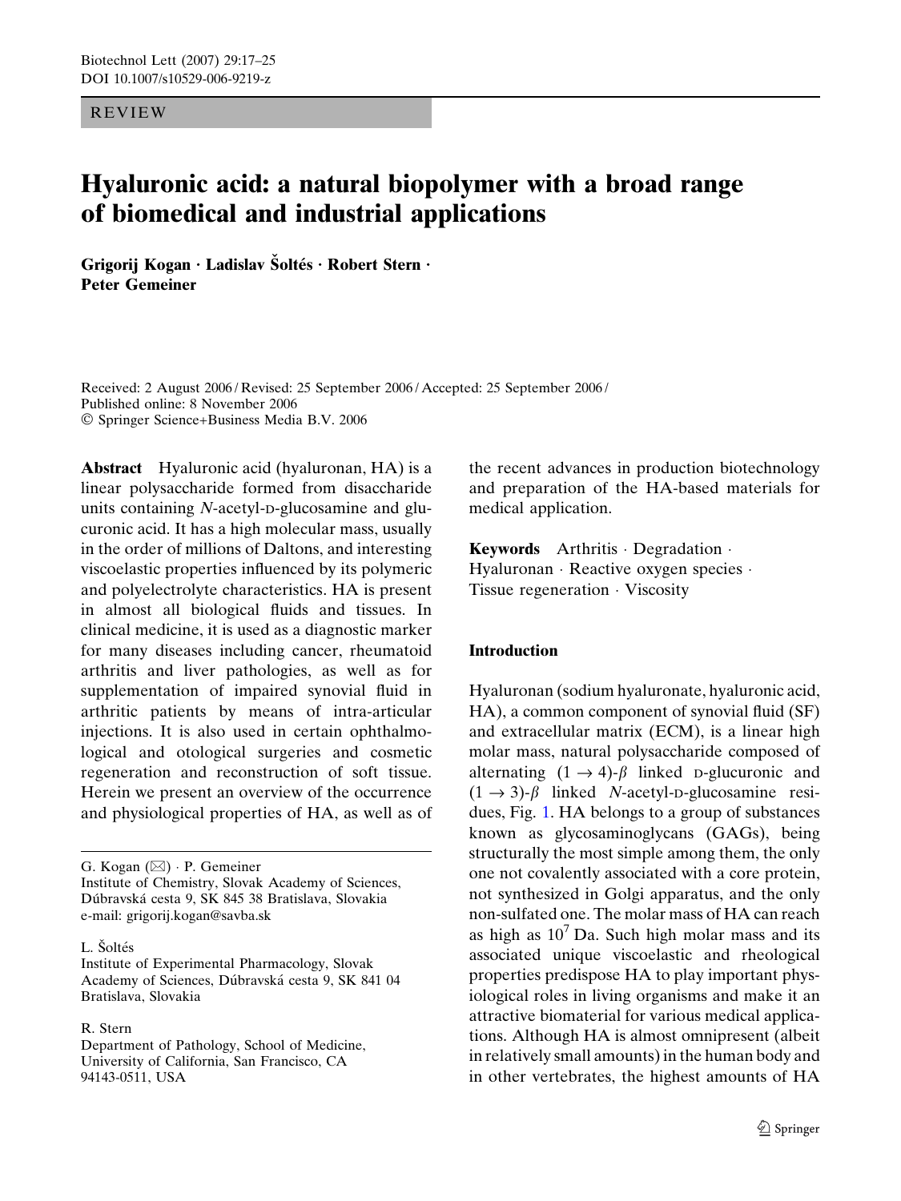REVIEW

# Hyaluronic acid: a natural biopolymer with a broad range of biomedical and industrial applications

**Grigorij Kogan · Ladislav Šoltés · Robert Stern · Peter Gemeiner**

Received: 2 August 2006 / Revised: 25 September 2006 / Accepted: 25 September 2006 / Published online: 8 November 2006
© Springer Science+Business Media B.V. 2006

**Abstract** Hyaluronic acid (hyaluronan, HA) is a linear polysaccharide formed from disaccharide units containing *N*-acetyl-D-glucosamine and glucuronic acid. It has a high molecular mass, usually in the order of millions of Daltons, and interesting viscoelastic properties influenced by its polymeric and polyelectrolyte characteristics. HA is present in almost all biological fluids and tissues. In clinical medicine, it is used as a diagnostic marker for many diseases including cancer, rheumatoid arthritis and liver pathologies, as well as for supplementation of impaired synovial fluid in arthritic patients by means of intra-articular injections. It is also used in certain ophthalmological and otological surgeries and cosmetic regeneration and reconstruction of soft tissue. Herein we present an overview of the occurrence and physiological properties of HA, as well as of the recent advances in production biotechnology and preparation of the HA-based materials for medical application.

**Keywords** Arthritis · Degradation · Hyaluronan · Reactive oxygen species · Tissue regeneration · Viscosity

G. Kogan (✉) · P. Gemeiner
Institute of Chemistry, Slovak Academy of Sciences, Dúbravská cesta 9, SK 845 38 Bratislava, Slovakia
e-mail: grigorij.kogan@savba.sk

L. Šoltés
Institute of Experimental Pharmacology, Slovak Academy of Sciences, Dúbravská cesta 9, SK 841 04 Bratislava, Slovakia

R. Stern
Department of Pathology, School of Medicine, University of California, San Francisco, CA 94143-0511, USA

## Introduction

Hyaluronan (sodium hyaluronate, hyaluronic acid, HA), a common component of synovial fluid (SF) and extracellular matrix (ECM), is a linear high molar mass, natural polysaccharide composed of alternating $(1 \rightarrow 4)$-$\beta$ linked D-glucuronic and $(1 \rightarrow 3)$-$\beta$ linked *N*-acetyl-D-glucosamine residues, Fig. 1. HA belongs to a group of substances known as glycosaminoglycans (GAGs), being structurally the most simple among them, the only one not covalently associated with a core protein, not synthesized in Golgi apparatus, and the only non-sulfated one. The molar mass of HA can reach as high as $10^7$ Da. Such high molar mass and its associated unique viscoelastic and rheological properties predispose HA to play important physiological roles in living organisms and make it an attractive biomaterial for various medical applications. Although HA is almost omnipresent (albeit in relatively small amounts) in the human body and in other vertebrates, the highest amounts of HA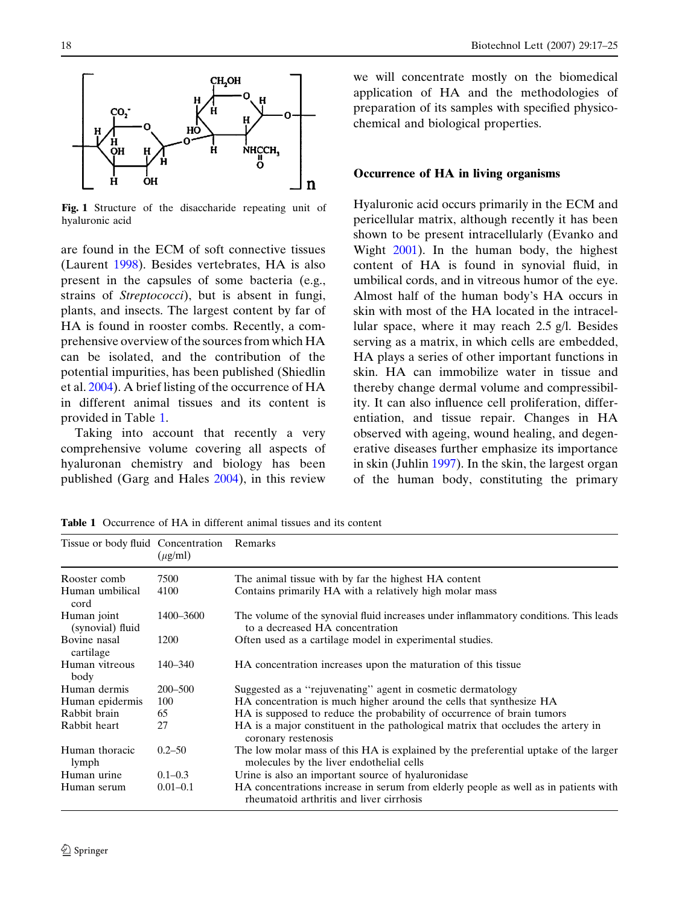Fig. 1 Structure of the disaccharide repeating unit of hyaluronic acid

are found in the ECM of soft connective tissues (Laurent 1998). Besides vertebrates, HA is also present in the capsules of some bacteria (e.g., strains of *Streptococci*), but is absent in fungi, plants, and insects. The largest content by far of HA is found in rooster combs. Recently, a comprehensive overview of the sources from which HA can be isolated, and the contribution of the potential impurities, has been published (Shiedlin et al. 2004). A brief listing of the occurrence of HA in different animal tissues and its content is provided in Table 1.

Taking into account that recently a very comprehensive volume covering all aspects of hyaluronan chemistry and biology has been published (Garg and Hales 2004), in this review we will concentrate mostly on the biomedical application of HA and the methodologies of preparation of its samples with specified physicochemical and biological properties.

## Occurrence of HA in living organisms

Hyaluronic acid occurs primarily in the ECM and pericellular matrix, although recently it has been shown to be present intracellularly (Evanko and Wight 2001). In the human body, the highest content of HA is found in synovial fluid, in umbilical cords, and in vitreous humor of the eye. Almost half of the human body's HA occurs in skin with most of the HA located in the intracellular space, where it may reach 2.5 g/l. Besides serving as a matrix, in which cells are embedded, HA plays a series of other important functions in skin. HA can immobilize water in tissue and thereby change dermal volume and compressibility. It can also influence cell proliferation, differentiation, and tissue repair. Changes in HA observed with ageing, wound healing, and degenerative diseases further emphasize its importance in skin (Juhlin 1997). In the skin, the largest organ of the human body, constituting the primary

**Table 1** Occurrence of HA in different animal tissues and its content

| Tissue or body fluid | Concentration ($\mu$g/ml) | Remarks |
|---|---|---|
| Rooster comb | 7500 | The animal tissue with by far the highest HA content |
| Human umbilical cord | 4100 | Contains primarily HA with a relatively high molar mass |
| Human joint (synovial) fluid | 1400–3600 | The volume of the synovial fluid increases under inflammatory conditions. This leads to a decreased HA concentration |
| Bovine nasal cartilage | 1200 | Often used as a cartilage model in experimental studies. |
| Human vitreous body | 140–340 | HA concentration increases upon the maturation of this tissue |
| Human dermis | 200–500 | Suggested as a "rejuvenating" agent in cosmetic dermatology |
| Human epidermis | 100 | HA concentration is much higher around the cells that synthesize HA |
| Rabbit brain | 65 | HA is supposed to reduce the probability of occurrence of brain tumors |
| Rabbit heart | 27 | HA is a major constituent in the pathological matrix that occludes the artery in coronary restenosis |
| Human thoracic lymph | 0.2–50 | The low molar mass of this HA is explained by the preferential uptake of the larger molecules by the liver endothelial cells |
| Human urine | 0.1–0.3 | Urine is also an important source of hyaluronidase |
| Human serum | 0.01–0.1 | HA concentrations increase in serum from elderly people as well as in patients with rheumatoid arthritis and liver cirrhosis |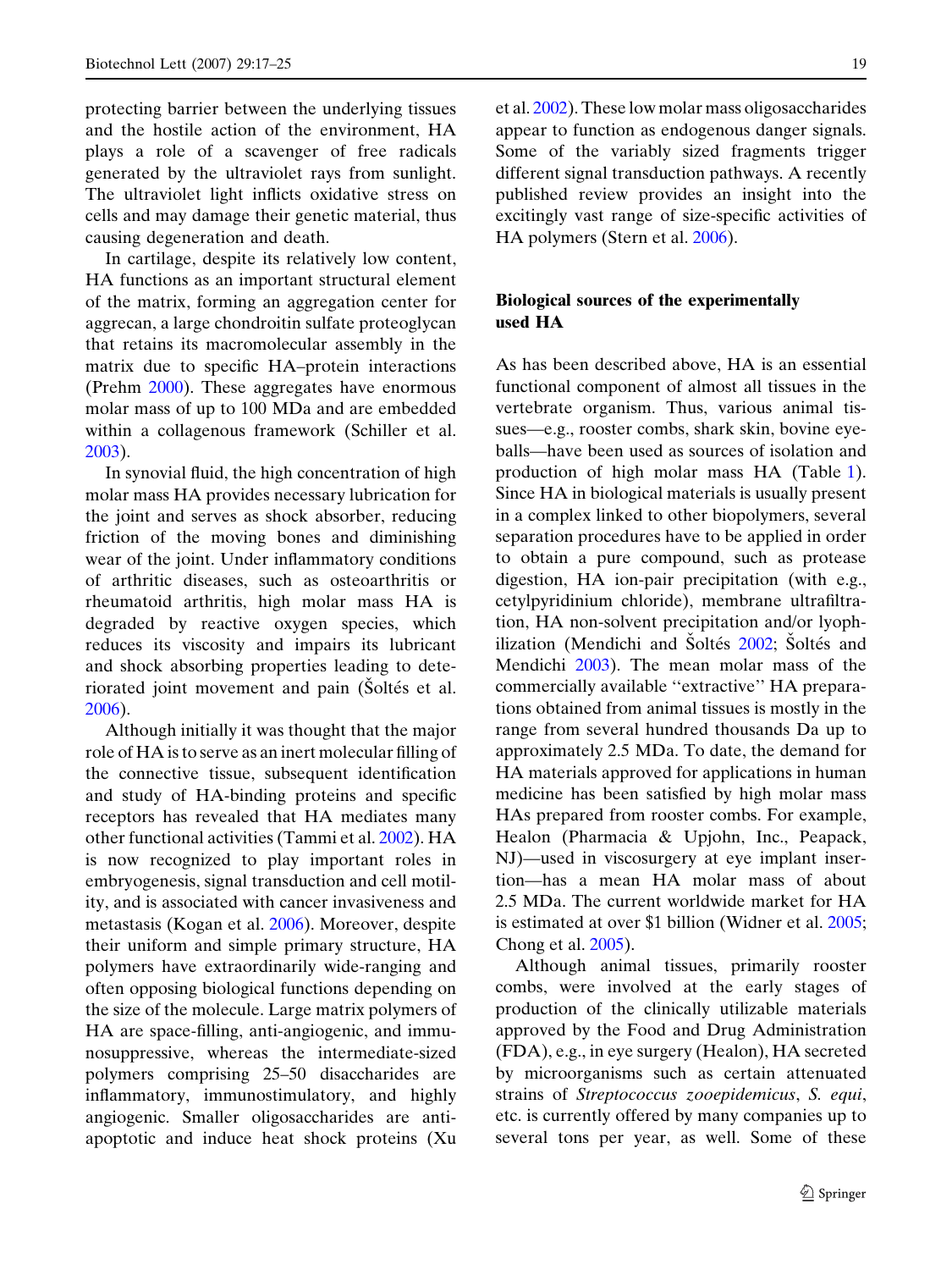protecting barrier between the underlying tissues and the hostile action of the environment, HA plays a role of a scavenger of free radicals generated by the ultraviolet rays from sunlight. The ultraviolet light inflicts oxidative stress on cells and may damage their genetic material, thus causing degeneration and death.

In cartilage, despite its relatively low content, HA functions as an important structural element of the matrix, forming an aggregation center for aggrecan, a large chondroitin sulfate proteoglycan that retains its macromolecular assembly in the matrix due to specific HA–protein interactions (Prehm 2000). These aggregates have enormous molar mass of up to 100 MDa and are embedded within a collagenous framework (Schiller et al. 2003).

In synovial fluid, the high concentration of high molar mass HA provides necessary lubrication for the joint and serves as shock absorber, reducing friction of the moving bones and diminishing wear of the joint. Under inflammatory conditions of arthritic diseases, such as osteoarthritis or rheumatoid arthritis, high molar mass HA is degraded by reactive oxygen species, which reduces its viscosity and impairs its lubricant and shock absorbing properties leading to deteriorated joint movement and pain (Šoltés et al. 2006).

Although initially it was thought that the major role of HA is to serve as an inert molecular filling of the connective tissue, subsequent identification and study of HA-binding proteins and specific receptors has revealed that HA mediates many other functional activities (Tammi et al. 2002). HA is now recognized to play important roles in embryogenesis, signal transduction and cell motility, and is associated with cancer invasiveness and metastasis (Kogan et al. 2006). Moreover, despite their uniform and simple primary structure, HA polymers have extraordinarily wide-ranging and often opposing biological functions depending on the size of the molecule. Large matrix polymers of HA are space-filling, anti-angiogenic, and immunosuppressive, whereas the intermediate-sized polymers comprising 25–50 disaccharides are inflammatory, immunostimulatory, and highly angiogenic. Smaller oligosaccharides are anti-apoptotic and induce heat shock proteins (Xu et al. 2002). These low molar mass oligosaccharides appear to function as endogenous danger signals. Some of the variably sized fragments trigger different signal transduction pathways. A recently published review provides an insight into the excitingly vast range of size-specific activities of HA polymers (Stern et al. 2006).

## Biological sources of the experimentally used HA

As has been described above, HA is an essential functional component of almost all tissues in the vertebrate organism. Thus, various animal tissues—e.g., rooster combs, shark skin, bovine eyeballs—have been used as sources of isolation and production of high molar mass HA (Table 1). Since HA in biological materials is usually present in a complex linked to other biopolymers, several separation procedures have to be applied in order to obtain a pure compound, such as protease digestion, HA ion-pair precipitation (with e.g., cetylpyridinium chloride), membrane ultrafiltration, HA non-solvent precipitation and/or lyophilization (Mendichi and Šoltés 2002; Šoltés and Mendichi 2003). The mean molar mass of the commercially available "extractive" HA preparations obtained from animal tissues is mostly in the range from several hundred thousands Da up to approximately 2.5 MDa. To date, the demand for HA materials approved for applications in human medicine has been satisfied by high molar mass HAs prepared from rooster combs. For example, Healon (Pharmacia & Upjohn, Inc., Peapack, NJ)—used in viscosurgery at eye implant insertion—has a mean HA molar mass of about 2.5 MDa. The current worldwide market for HA is estimated at over $1 billion (Widner et al. 2005; Chong et al. 2005).

Although animal tissues, primarily rooster combs, were involved at the early stages of production of the clinically utilizable materials approved by the Food and Drug Administration (FDA), e.g., in eye surgery (Healon), HA secreted by microorganisms such as certain attenuated strains of *Streptococcus zooepidemicus*, *S. equi*, etc. is currently offered by many companies up to several tons per year, as well. Some of these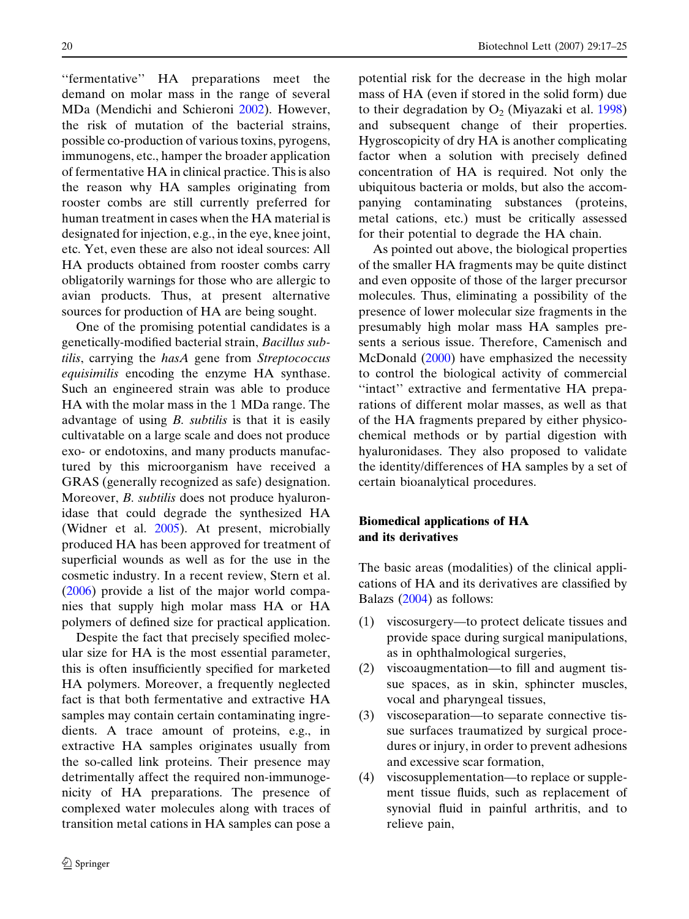''fermentative'' HA preparations meet the demand on molar mass in the range of several MDa (Mendichi and Schieroni 2002). However, the risk of mutation of the bacterial strains, possible co-production of various toxins, pyrogens, immunogens, etc., hamper the broader application of fermentative HA in clinical practice. This is also the reason why HA samples originating from rooster combs are still currently preferred for human treatment in cases when the HA material is designated for injection, e.g., in the eye, knee joint, etc. Yet, even these are also not ideal sources: All HA products obtained from rooster combs carry obligatorily warnings for those who are allergic to avian products. Thus, at present alternative sources for production of HA are being sought.

One of the promising potential candidates is a genetically-modified bacterial strain, *Bacillus subtilis*, carrying the *hasA* gene from *Streptococcus equisimilis* encoding the enzyme HA synthase. Such an engineered strain was able to produce HA with the molar mass in the 1 MDa range. The advantage of using *B. subtilis* is that it is easily cultivatable on a large scale and does not produce exo- or endotoxins, and many products manufactured by this microorganism have received a GRAS (generally recognized as safe) designation. Moreover, *B. subtilis* does not produce hyaluronidase that could degrade the synthesized HA (Widner et al. 2005). At present, microbially produced HA has been approved for treatment of superficial wounds as well as for the use in the cosmetic industry. In a recent review, Stern et al. (2006) provide a list of the major world companies that supply high molar mass HA or HA polymers of defined size for practical application.

Despite the fact that precisely specified molecular size for HA is the most essential parameter, this is often insufficiently specified for marketed HA polymers. Moreover, a frequently neglected fact is that both fermentative and extractive HA samples may contain certain contaminating ingredients. A trace amount of proteins, e.g., in extractive HA samples originates usually from the so-called link proteins. Their presence may detrimentally affect the required non-immunogenicity of HA preparations. The presence of complexed water molecules along with traces of transition metal cations in HA samples can pose a potential risk for the decrease in the high molar mass of HA (even if stored in the solid form) due to their degradation by $O_2$ (Miyazaki et al. 1998) and subsequent change of their properties. Hygroscopicity of dry HA is another complicating factor when a solution with precisely defined concentration of HA is required. Not only the ubiquitous bacteria or molds, but also the accompanying contaminating substances (proteins, metal cations, etc.) must be critically assessed for their potential to degrade the HA chain.

As pointed out above, the biological properties of the smaller HA fragments may be quite distinct and even opposite of those of the larger precursor molecules. Thus, eliminating a possibility of the presence of lower molecular size fragments in the presumably high molar mass HA samples presents a serious issue. Therefore, Camenisch and McDonald (2000) have emphasized the necessity to control the biological activity of commercial ''intact'' extractive and fermentative HA preparations of different molar masses, as well as that of the HA fragments prepared by either physicochemical methods or by partial digestion with hyaluronidases. They also proposed to validate the identity/differences of HA samples by a set of certain bioanalytical procedures.

## Biomedical applications of HA and its derivatives

The basic areas (modalities) of the clinical applications of HA and its derivatives are classified by Balazs (2004) as follows:

1. viscosurgery—to protect delicate tissues and provide space during surgical manipulations, as in ophthalmological surgeries,
2. viscoaugmentation—to fill and augment tissue spaces, as in skin, sphincter muscles, vocal and pharyngeal tissues,
3. viscoseparation—to separate connective tissue surfaces traumatized by surgical procedures or injury, in order to prevent adhesions and excessive scar formation,
4. viscosupplementation—to replace or supplement tissue fluids, such as replacement of synovial fluid in painful arthritis, and to relieve pain,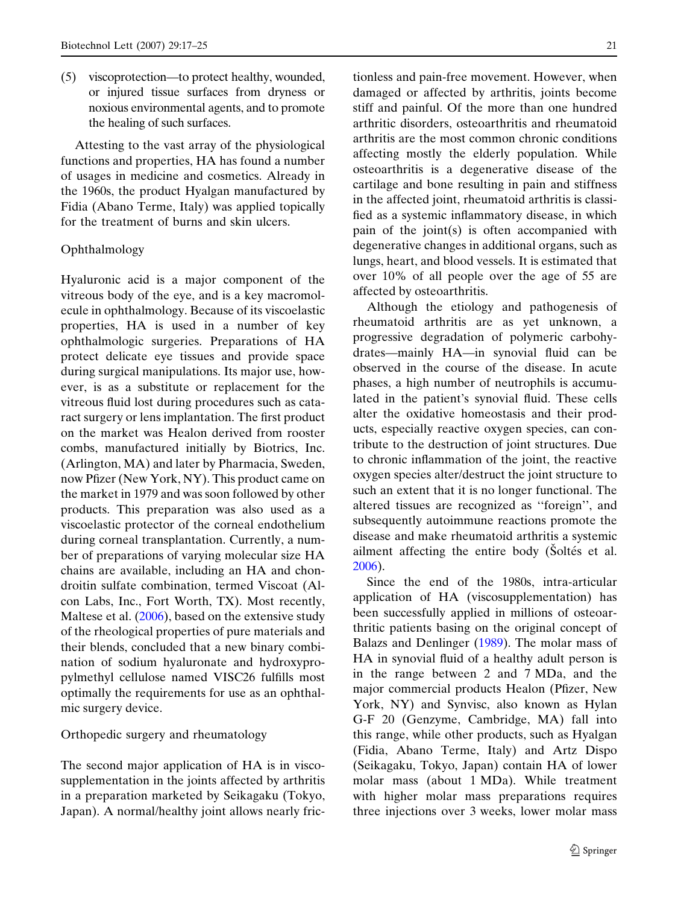(5) viscoprotection—to protect healthy, wounded, or injured tissue surfaces from dryness or noxious environmental agents, and to promote the healing of such surfaces.

Attesting to the vast array of the physiological functions and properties, HA has found a number of usages in medicine and cosmetics. Already in the 1960s, the product Hyalgan manufactured by Fidia (Abano Terme, Italy) was applied topically for the treatment of burns and skin ulcers.

## Ophthalmology

Hyaluronic acid is a major component of the vitreous body of the eye, and is a key macromolecule in ophthalmology. Because of its viscoelastic properties, HA is used in a number of key ophthalmologic surgeries. Preparations of HA protect delicate eye tissues and provide space during surgical manipulations. Its major use, however, is as a substitute or replacement for the vitreous fluid lost during procedures such as cataract surgery or lens implantation. The first product on the market was Healon derived from rooster combs, manufactured initially by Biotrics, Inc. (Arlington, MA) and later by Pharmacia, Sweden, now Pfizer (New York, NY). This product came on the market in 1979 and was soon followed by other products. This preparation was also used as a viscoelastic protector of the corneal endothelium during corneal transplantation. Currently, a number of preparations of varying molecular size HA chains are available, including an HA and chondroitin sulfate combination, termed Viscoat (Alcon Labs, Inc., Fort Worth, TX). Most recently, Maltese et al. (2006), based on the extensive study of the rheological properties of pure materials and their blends, concluded that a new binary combination of sodium hyaluronate and hydroxypropylmethyl cellulose named VISC26 fulfills most optimally the requirements for use as an ophthalmic surgery device.

## Orthopedic surgery and rheumatology

The second major application of HA is in viscosupplementation in the joints affected by arthritis in a preparation marketed by Seikagaku (Tokyo, Japan). A normal/healthy joint allows nearly frictionless and pain-free movement. However, when damaged or affected by arthritis, joints become stiff and painful. Of the more than one hundred arthritic disorders, osteoarthritis and rheumatoid arthritis are the most common chronic conditions affecting mostly the elderly population. While osteoarthritis is a degenerative disease of the cartilage and bone resulting in pain and stiffness in the affected joint, rheumatoid arthritis is classified as a systemic inflammatory disease, in which pain of the joint(s) is often accompanied with degenerative changes in additional organs, such as lungs, heart, and blood vessels. It is estimated that over 10% of all people over the age of 55 are affected by osteoarthritis.

Although the etiology and pathogenesis of rheumatoid arthritis are as yet unknown, a progressive degradation of polymeric carbohydrates—mainly HA—in synovial fluid can be observed in the course of the disease. In acute phases, a high number of neutrophils is accumulated in the patient's synovial fluid. These cells alter the oxidative homeostasis and their products, especially reactive oxygen species, can contribute to the destruction of joint structures. Due to chronic inflammation of the joint, the reactive oxygen species alter/destruct the joint structure to such an extent that it is no longer functional. The altered tissues are recognized as ''foreign'', and subsequently autoimmune reactions promote the disease and make rheumatoid arthritis a systemic ailment affecting the entire body (Šoltés et al. 2006).

Since the end of the 1980s, intra-articular application of HA (viscosupplementation) has been successfully applied in millions of osteoarthritic patients basing on the original concept of Balazs and Denlinger (1989). The molar mass of HA in synovial fluid of a healthy adult person is in the range between 2 and 7 MDa, and the major commercial products Healon (Pfizer, New York, NY) and Synvisc, also known as Hylan G-F 20 (Genzyme, Cambridge, MA) fall into this range, while other products, such as Hyalgan (Fidia, Abano Terme, Italy) and Artz Dispo (Seikagaku, Tokyo, Japan) contain HA of lower molar mass (about 1 MDa). While treatment with higher molar mass preparations requires three injections over 3 weeks, lower molar mass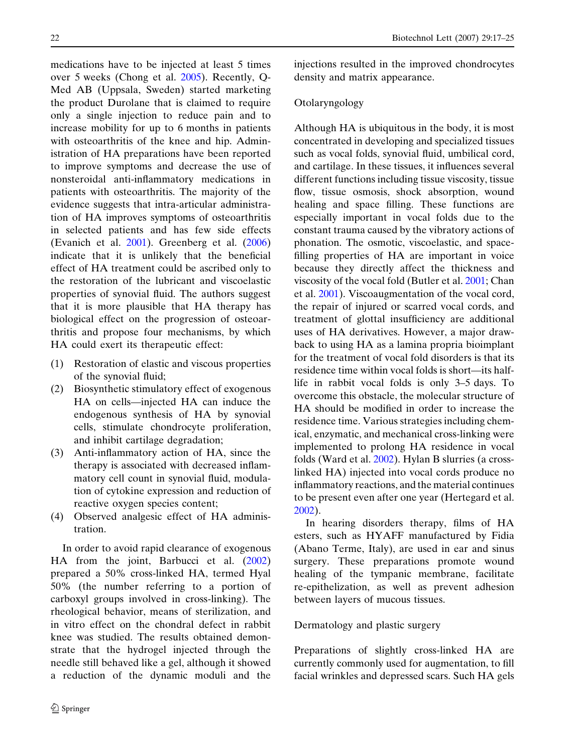medications have to be injected at least 5 times over 5 weeks (Chong et al. 2005). Recently, Q-Med AB (Uppsala, Sweden) started marketing the product Durolane that is claimed to require only a single injection to reduce pain and to increase mobility for up to 6 months in patients with osteoarthritis of the knee and hip. Administration of HA preparations have been reported to improve symptoms and decrease the use of nonsteroidal anti-inflammatory medications in patients with osteoarthritis. The majority of the evidence suggests that intra-articular administration of HA improves symptoms of osteoarthritis in selected patients and has few side effects (Evanich et al. 2001). Greenberg et al. (2006) indicate that it is unlikely that the beneficial effect of HA treatment could be ascribed only to the restoration of the lubricant and viscoelastic properties of synovial fluid. The authors suggest that it is more plausible that HA therapy has biological effect on the progression of osteoarthritis and propose four mechanisms, by which HA could exert its therapeutic effect:

(1) Restoration of elastic and viscous properties of the synovial fluid;
(2) Biosynthetic stimulatory effect of exogenous HA on cells—injected HA can induce the endogenous synthesis of HA by synovial cells, stimulate chondrocyte proliferation, and inhibit cartilage degradation;
(3) Anti-inflammatory action of HA, since the therapy is associated with decreased inflammatory cell count in synovial fluid, modulation of cytokine expression and reduction of reactive oxygen species content;
(4) Observed analgesic effect of HA administration.

In order to avoid rapid clearance of exogenous HA from the joint, Barbucci et al. (2002) prepared a 50% cross-linked HA, termed Hyal 50% (the number referring to a portion of carboxyl groups involved in cross-linking). The rheological behavior, means of sterilization, and in vitro effect on the chondral defect in rabbit knee was studied. The results obtained demonstrate that the hydrogel injected through the needle still behaved like a gel, although it showed a reduction of the dynamic moduli and the injections resulted in the improved chondrocytes density and matrix appearance.

## Otolaryngology

Although HA is ubiquitous in the body, it is most concentrated in developing and specialized tissues such as vocal folds, synovial fluid, umbilical cord, and cartilage. In these tissues, it influences several different functions including tissue viscosity, tissue flow, tissue osmosis, shock absorption, wound healing and space filling. These functions are especially important in vocal folds due to the constant trauma caused by the vibratory actions of phonation. The osmotic, viscoelastic, and space-filling properties of HA are important in voice because they directly affect the thickness and viscosity of the vocal fold (Butler et al. 2001; Chan et al. 2001). Viscoaugmentation of the vocal cord, the repair of injured or scarred vocal cords, and treatment of glottal insufficiency are additional uses of HA derivatives. However, a major drawback to using HA as a lamina propria bioimplant for the treatment of vocal fold disorders is that its residence time within vocal folds is short—its half-life in rabbit vocal folds is only 3–5 days. To overcome this obstacle, the molecular structure of HA should be modified in order to increase the residence time. Various strategies including chemical, enzymatic, and mechanical cross-linking were implemented to prolong HA residence in vocal folds (Ward et al. 2002). Hylan B slurries (a cross-linked HA) injected into vocal cords produce no inflammatory reactions, and the material continues to be present even after one year (Hertegard et al. 2002).

In hearing disorders therapy, films of HA esters, such as HYAFF manufactured by Fidia (Abano Terme, Italy), are used in ear and sinus surgery. These preparations promote wound healing of the tympanic membrane, facilitate re-epithelization, as well as prevent adhesion between layers of mucous tissues.

## Dermatology and plastic surgery

Preparations of slightly cross-linked HA are currently commonly used for augmentation, to fill facial wrinkles and depressed scars. Such HA gels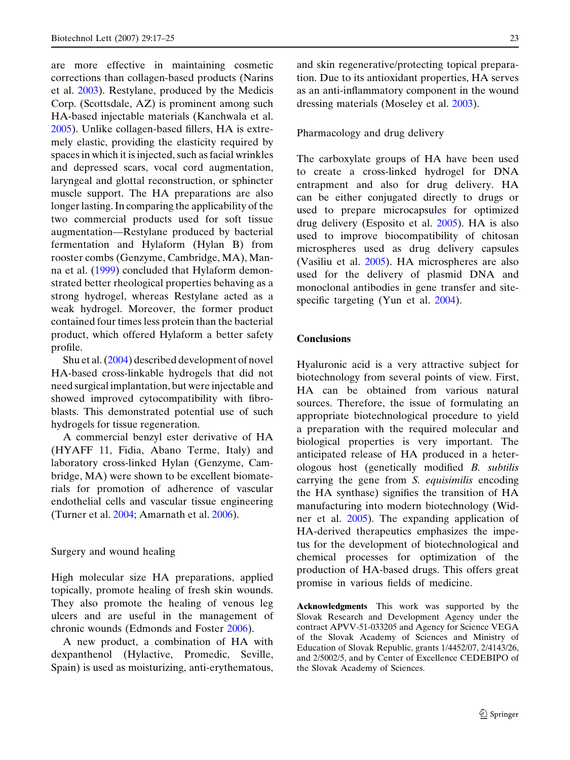are more effective in maintaining cosmetic corrections than collagen-based products (Narins et al. 2003). Restylane, produced by the Medicis Corp. (Scottsdale, AZ) is prominent among such HA-based injectable materials (Kanchwala et al. 2005). Unlike collagen-based fillers, HA is extremely elastic, providing the elasticity required by spaces in which it is injected, such as facial wrinkles and depressed scars, vocal cord augmentation, laryngeal and glottal reconstruction, or sphincter muscle support. The HA preparations are also longer lasting. In comparing the applicability of the two commercial products used for soft tissue augmentation—Restylane produced by bacterial fermentation and Hylaform (Hylan B) from rooster combs (Genzyme, Cambridge, MA), Manna et al. (1999) concluded that Hylaform demonstrated better rheological properties behaving as a strong hydrogel, whereas Restylane acted as a weak hydrogel. Moreover, the former product contained four times less protein than the bacterial product, which offered Hylaform a better safety profile.

Shu et al. (2004) described development of novel HA-based cross-linkable hydrogels that did not need surgical implantation, but were injectable and showed improved cytocompatibility with fibroblasts. This demonstrated potential use of such hydrogels for tissue regeneration.

A commercial benzyl ester derivative of HA (HYAFF 11, Fidia, Abano Terme, Italy) and laboratory cross-linked Hylan (Genzyme, Cambridge, MA) were shown to be excellent biomaterials for promotion of adherence of vascular endothelial cells and vascular tissue engineering (Turner et al. 2004; Amarnath et al. 2006).

### Surgery and wound healing

High molecular size HA preparations, applied topically, promote healing of fresh skin wounds. They also promote the healing of venous leg ulcers and are useful in the management of chronic wounds (Edmonds and Foster 2006).

A new product, a combination of HA with dexpanthenol (Hylactive, Promedic, Seville, Spain) is used as moisturizing, anti-erythematous, and skin regenerative/protecting topical preparation. Due to its antioxidant properties, HA serves as an anti-inflammatory component in the wound dressing materials (Moseley et al. 2003).

### Pharmacology and drug delivery

The carboxylate groups of HA have been used to create a cross-linked hydrogel for DNA entrapment and also for drug delivery. HA can be either conjugated directly to drugs or used to prepare microcapsules for optimized drug delivery (Esposito et al. 2005). HA is also used to improve biocompatibility of chitosan microspheres used as drug delivery capsules (Vasiliu et al. 2005). HA microspheres are also used for the delivery of plasmid DNA and monoclonal antibodies in gene transfer and site-specific targeting (Yun et al. 2004).

## Conclusions

Hyaluronic acid is a very attractive subject for biotechnology from several points of view. First, HA can be obtained from various natural sources. Therefore, the issue of formulating an appropriate biotechnological procedure to yield a preparation with the required molecular and biological properties is very important. The anticipated release of HA produced in a heterologous host (genetically modified *B. subtilis* carrying the gene from *S. equisimilis* encoding the HA synthase) signifies the transition of HA manufacturing into modern biotechnology (Widner et al. 2005). The expanding application of HA-derived therapeutics emphasizes the impetus for the development of biotechnological and chemical processes for optimization of the production of HA-based drugs. This offers great promise in various fields of medicine.

**Acknowledgments** This work was supported by the Slovak Research and Development Agency under the contract APVV-51-033205 and Agency for Science VEGA of the Slovak Academy of Sciences and Ministry of Education of Slovak Republic, grants 1/4452/07, 2/4143/26, and 2/5002/5, and by Center of Excellence CEDEBIPO of the Slovak Academy of Sciences.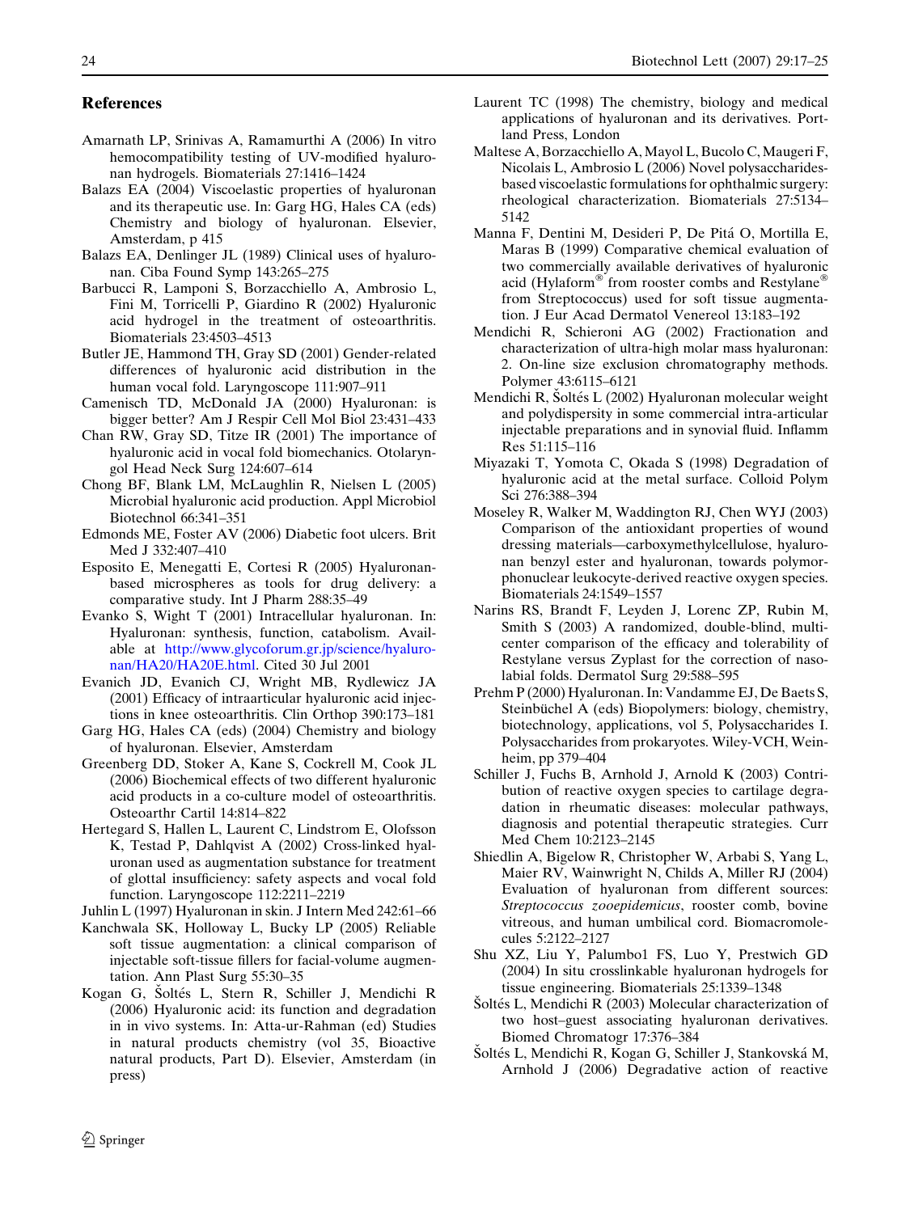## References

Amarnath LP, Srinivas A, Ramamurthi A (2006) In vitro hemocompatibility testing of UV-modified hyaluronan hydrogels. Biomaterials 27:1416–1424

Balazs EA (2004) Viscoelastic properties of hyaluronan and its therapeutic use. In: Garg HG, Hales CA (eds) Chemistry and biology of hyaluronan. Elsevier, Amsterdam, p 415

Balazs EA, Denlinger JL (1989) Clinical uses of hyaluronan. Ciba Found Symp 143:265–275

Barbucci R, Lamponi S, Borzacchiello A, Ambrosio L, Fini M, Torricelli P, Giardino R (2002) Hyaluronic acid hydrogel in the treatment of osteoarthritis. Biomaterials 23:4503–4513

Butler JE, Hammond TH, Gray SD (2001) Gender-related differences of hyaluronic acid distribution in the human vocal fold. Laryngoscope 111:907–911

Camenisch TD, McDonald JA (2000) Hyaluronan: is bigger better? Am J Respir Cell Mol Biol 23:431–433

Chan RW, Gray SD, Titze IR (2001) The importance of hyaluronic acid in vocal fold biomechanics. Otolaryngol Head Neck Surg 124:607–614

Chong BF, Blank LM, McLaughlin R, Nielsen L (2005) Microbial hyaluronic acid production. Appl Microbiol Biotechnol 66:341–351

Edmonds ME, Foster AV (2006) Diabetic foot ulcers. Brit Med J 332:407–410

Esposito E, Menegatti E, Cortesi R (2005) Hyaluronan-based microspheres as tools for drug delivery: a comparative study. Int J Pharm 288:35–49

Evanko S, Wight T (2001) Intracellular hyaluronan. In: Hyaluronan: synthesis, function, catabolism. Available at http://www.glycoforum.gr.jp/science/hyaluronan/HA20/HA20E.html. Cited 30 Jul 2001

Evanich JD, Evanich CJ, Wright MB, Rydlewicz JA (2001) Efficacy of intraarticular hyaluronic acid injections in knee osteoarthritis. Clin Orthop 390:173–181

Garg HG, Hales CA (eds) (2004) Chemistry and biology of hyaluronan. Elsevier, Amsterdam

Greenberg DD, Stoker A, Kane S, Cockrell M, Cook JL (2006) Biochemical effects of two different hyaluronic acid products in a co-culture model of osteoarthritis. Osteoarthr Cartil 14:814–822

Hertegard S, Hallen L, Laurent C, Lindstrom E, Olofsson K, Testad P, Dahlqvist A (2002) Cross-linked hyaluronan used as augmentation substance for treatment of glottal insufficiency: safety aspects and vocal fold function. Laryngoscope 112:2211–2219

Juhlin L (1997) Hyaluronan in skin. J Intern Med 242:61–66

Kanchwala SK, Holloway L, Bucky LP (2005) Reliable soft tissue augmentation: a clinical comparison of injectable soft-tissue fillers for facial-volume augmentation. Ann Plast Surg 55:30–35

Kogan G, Šoltés L, Stern R, Schiller J, Mendichi R (2006) Hyaluronic acid: its function and degradation in in vivo systems. In: Atta-ur-Rahman (ed) Studies in natural products chemistry (vol 35, Bioactive natural products, Part D). Elsevier, Amsterdam (in press)

Laurent TC (1998) The chemistry, biology and medical applications of hyaluronan and its derivatives. Portland Press, London

Maltese A, Borzacchiello A, Mayol L, Bucolo C, Maugeri F, Nicolais L, Ambrosio L (2006) Novel polysaccharides-based viscoelastic formulations for ophthalmic surgery: rheological characterization. Biomaterials 27:5134–5142

Manna F, Dentini M, Desideri P, De Pitá O, Mortilla E, Maras B (1999) Comparative chemical evaluation of two commercially available derivatives of hyaluronic acid (Hylaform® from rooster combs and Restylane® from Streptococcus) used for soft tissue augmentation. J Eur Acad Dermatol Venereol 13:183–192

Mendichi R, Schieroni AG (2002) Fractionation and characterization of ultra-high molar mass hyaluronan: 2. On-line size exclusion chromatography methods. Polymer 43:6115–6121

Mendichi R, Šoltés L (2002) Hyaluronan molecular weight and polydispersity in some commercial intra-articular injectable preparations and in synovial fluid. Inflamm Res 51:115–116

Miyazaki T, Yomota C, Okada S (1998) Degradation of hyaluronic acid at the metal surface. Colloid Polym Sci 276:388–394

Moseley R, Walker M, Waddington RJ, Chen WYJ (2003) Comparison of the antioxidant properties of wound dressing materials—carboxymethylcellulose, hyaluronan benzyl ester and hyaluronan, towards polymorphonuclear leukocyte-derived reactive oxygen species. Biomaterials 24:1549–1557

Narins RS, Brandt F, Leyden J, Lorenc ZP, Rubin M, Smith S (2003) A randomized, double-blind, multicenter comparison of the efficacy and tolerability of Restylane versus Zyplast for the correction of nasolabial folds. Dermatol Surg 29:588–595

Prehm P (2000) Hyaluronan. In: Vandamme EJ, De Baets S, Steinbüchel A (eds) Biopolymers: biology, chemistry, biotechnology, applications, vol 5, Polysaccharides I. Polysaccharides from prokaryotes. Wiley-VCH, Weinheim, pp 379–404

Schiller J, Fuchs B, Arnhold J, Arnold K (2003) Contribution of reactive oxygen species to cartilage degradation in rheumatic diseases: molecular pathways, diagnosis and potential therapeutic strategies. Curr Med Chem 10:2123–2145

Shiedlin A, Bigelow R, Christopher W, Arbabi S, Yang L, Maier RV, Wainwright N, Childs A, Miller RJ (2004) Evaluation of hyaluronan from different sources: *Streptococcus zooepidemicus*, rooster comb, bovine vitreous, and human umbilical cord. Biomacromolecules 5:2122–2127

Shu XZ, Liu Y, Palumbo1 FS, Luo Y, Prestwich GD (2004) In situ crosslinkable hyaluronan hydrogels for tissue engineering. Biomaterials 25:1339–1348

Šoltés L, Mendichi R (2003) Molecular characterization of two host–guest associating hyaluronan derivatives. Biomed Chromatogr 17:376–384

Šoltés L, Mendichi R, Kogan G, Schiller J, Stankovská M, Arnhold J (2006) Degradative action of reactive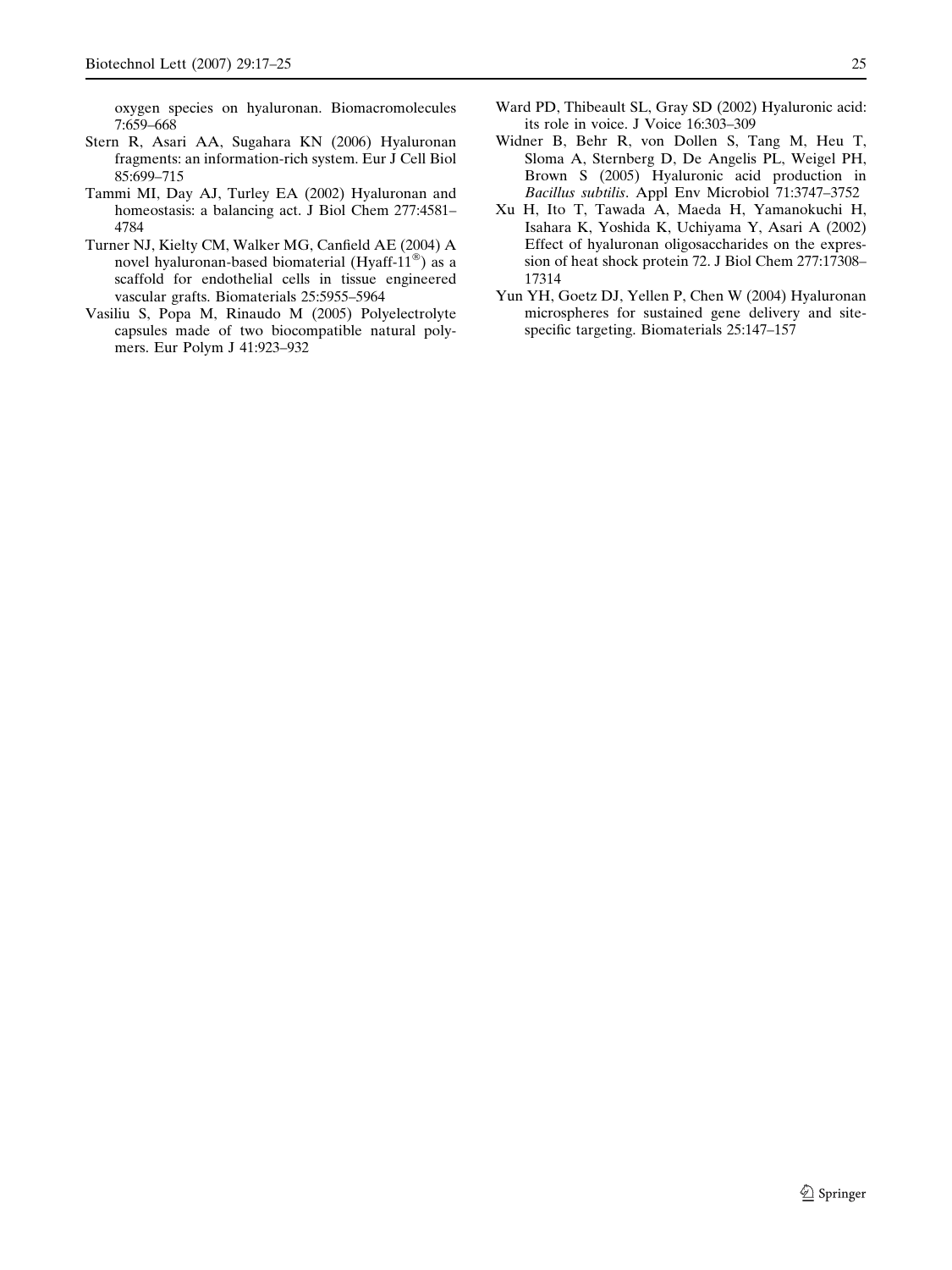oxygen species on hyaluronan. Biomacromolecules 7:659–668

Stern R, Asari AA, Sugahara KN (2006) Hyaluronan fragments: an information-rich system. Eur J Cell Biol 85:699–715

Tammi MI, Day AJ, Turley EA (2002) Hyaluronan and homeostasis: a balancing act. J Biol Chem 277:4581–4784

Turner NJ, Kielty CM, Walker MG, Canfield AE (2004) A novel hyaluronan-based biomaterial (Hyaff-11®) as a scaffold for endothelial cells in tissue engineered vascular grafts. Biomaterials 25:5955–5964

Vasiliu S, Popa M, Rinaudo M (2005) Polyelectrolyte capsules made of two biocompatible natural polymers. Eur Polym J 41:923–932

Ward PD, Thibeault SL, Gray SD (2002) Hyaluronic acid: its role in voice. J Voice 16:303–309

Widner B, Behr R, von Dollen S, Tang M, Heu T, Sloma A, Sternberg D, De Angelis PL, Weigel PH, Brown S (2005) Hyaluronic acid production in *Bacillus subtilis*. Appl Env Microbiol 71:3747–3752

Xu H, Ito T, Tawada A, Maeda H, Yamanokuchi H, Isahara K, Yoshida K, Uchiyama Y, Asari A (2002) Effect of hyaluronan oligosaccharides on the expression of heat shock protein 72. J Biol Chem 277:17308–17314

Yun YH, Goetz DJ, Yellen P, Chen W (2004) Hyaluronan microspheres for sustained gene delivery and site-specific targeting. Biomaterials 25:147–157